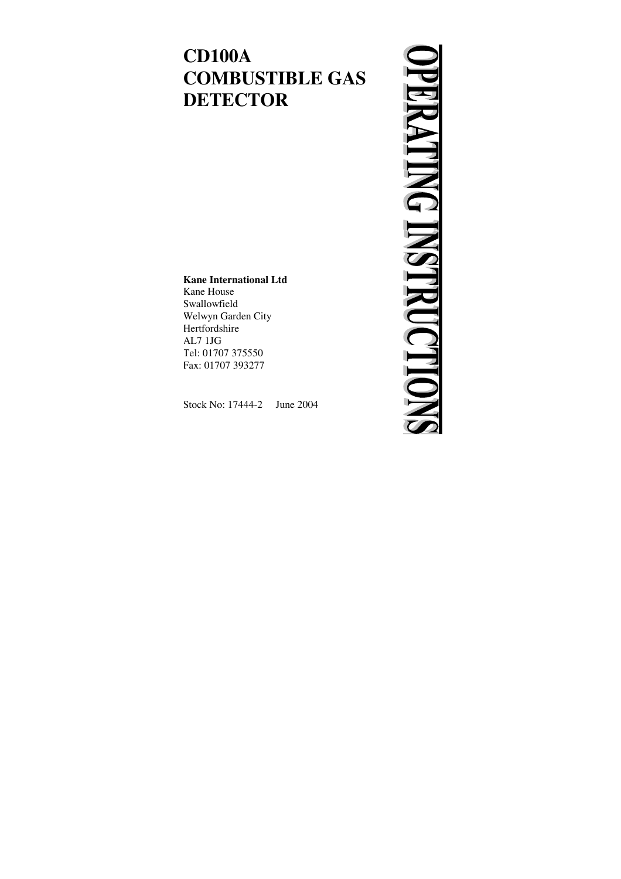# CD100A COMBUSTIBLE GAS DETECTOR

OPERATING INSTRUCTIONS

**Kane International Ltd**
Kane House
Swallowfield
Welwyn Garden City
Hertfordshire
AL7 1JG
Tel: 01707 375550
Fax: 01707 393277

Stock No: 17444-2 June 2004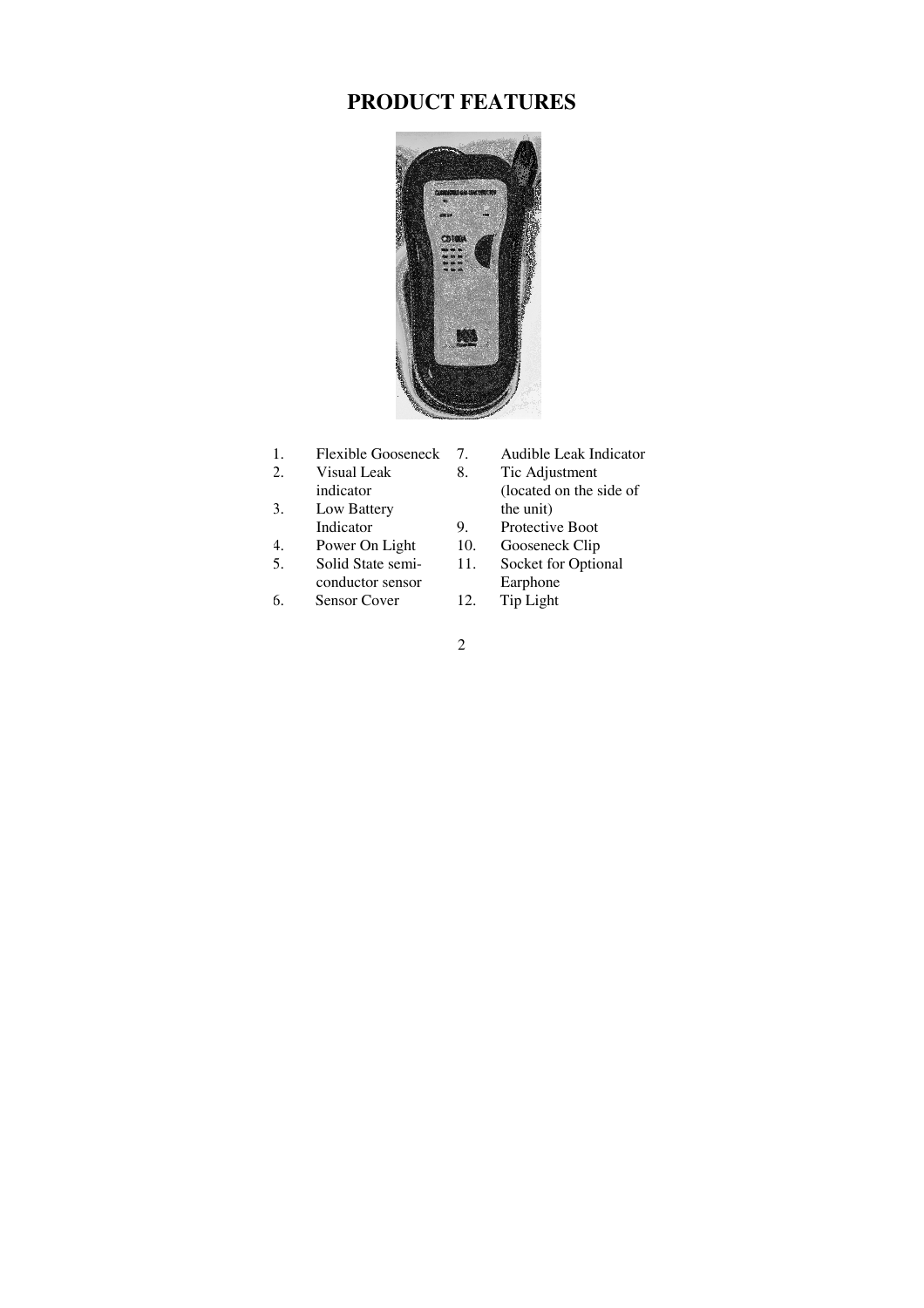# PRODUCT FEATURES

1. Flexible Gooseneck
2. Visual Leak indicator
3. Low Battery Indicator
4. Power On Light
5. Solid State semi-conductor sensor
6. Sensor Cover
7. Audible Leak Indicator
8. Tic Adjustment (located on the side of the unit)
9. Protective Boot
10. Gooseneck Clip
11. Socket for Optional Earphone
12. Tip Light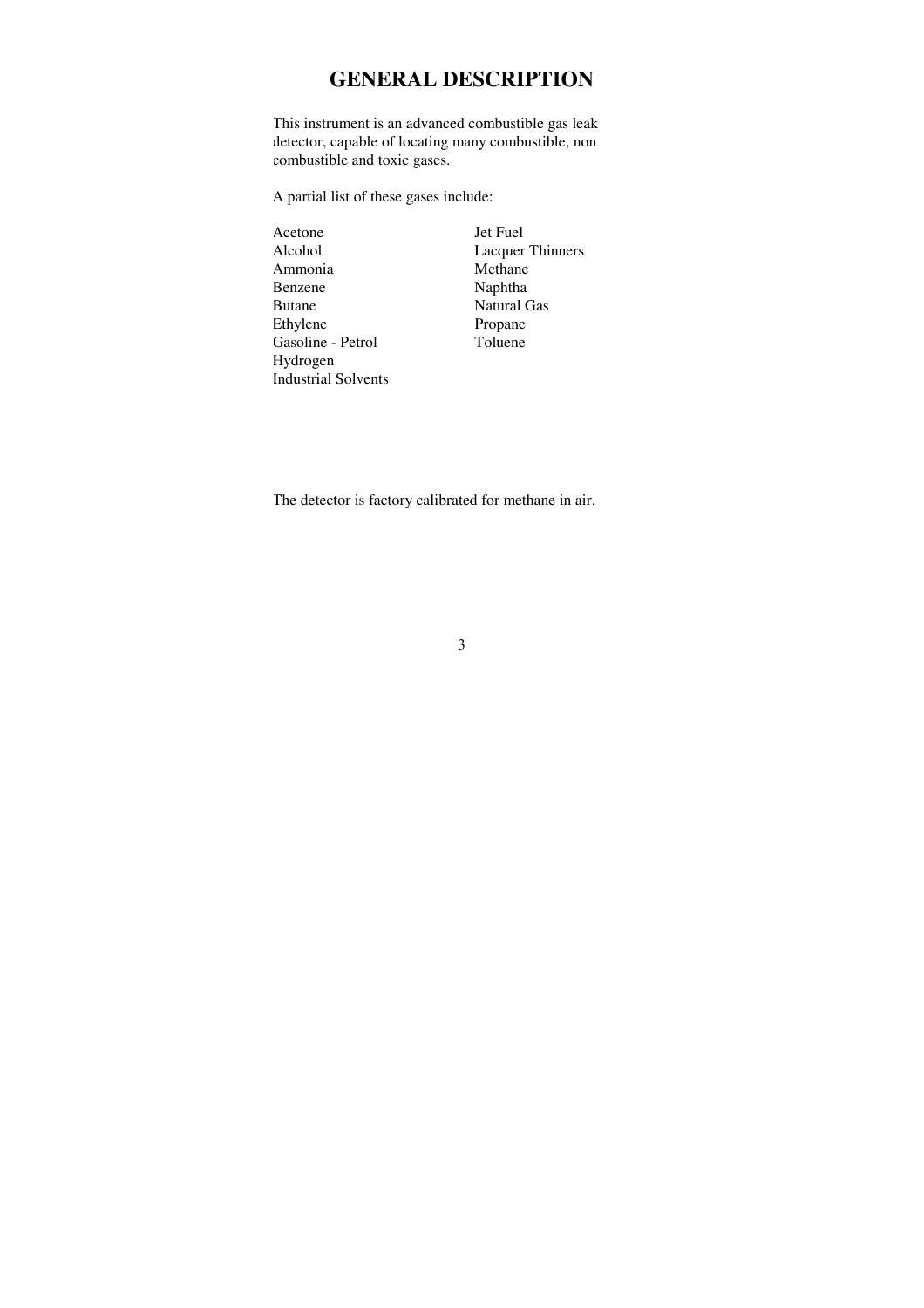# GENERAL DESCRIPTION

This instrument is an advanced combustible gas leak detector, capable of locating many combustible, non combustible and toxic gases.

A partial list of these gases include:

- Acetone
- Alcohol
- Ammonia
- Benzene
- Butane
- Ethylene
- Gasoline - Petrol
- Hydrogen
- Industrial Solvents
- Jet Fuel
- Lacquer Thinners
- Methane
- Naphtha
- Natural Gas
- Propane
- Toluene

The detector is factory calibrated for methane in air.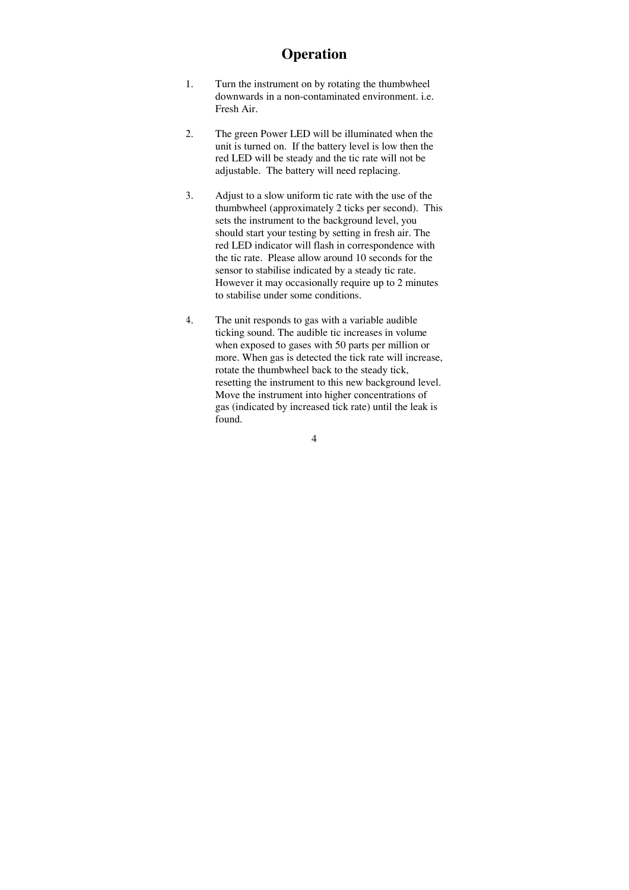# Operation

1. Turn the instrument on by rotating the thumbwheel downwards in a non-contaminated environment. i.e. Fresh Air.

2. The green Power LED will be illuminated when the unit is turned on. If the battery level is low then the red LED will be steady and the tic rate will not be adjustable. The battery will need replacing.

3. Adjust to a slow uniform tic rate with the use of the thumbwheel (approximately 2 ticks per second). This sets the instrument to the background level, you should start your testing by setting in fresh air. The red LED indicator will flash in correspondence with the tic rate. Please allow around 10 seconds for the sensor to stabilise indicated by a steady tic rate. However it may occasionally require up to 2 minutes to stabilise under some conditions.

4. The unit responds to gas with a variable audible ticking sound. The audible tic increases in volume when exposed to gases with 50 parts per million or more. When gas is detected the tick rate will increase, rotate the thumbwheel back to the steady tick, resetting the instrument to this new background level. Move the instrument into higher concentrations of gas (indicated by increased tick rate) until the leak is found.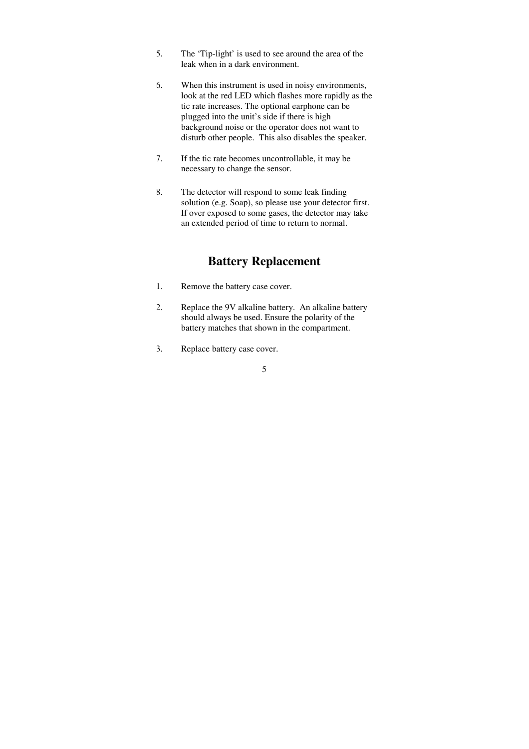5. The ‘Tip-light’ is used to see around the area of the leak when in a dark environment.

6. When this instrument is used in noisy environments, look at the red LED which flashes more rapidly as the tic rate increases. The optional earphone can be plugged into the unit’s side if there is high background noise or the operator does not want to disturb other people.  This also disables the speaker.

7. If the tic rate becomes uncontrollable, it may be necessary to change the sensor.

8. The detector will respond to some leak finding solution (e.g. Soap), so please use your detector first. If over exposed to some gases, the detector may take an extended period of time to return to normal.

## Battery Replacement

1. Remove the battery case cover.

2. Replace the 9V alkaline battery.  An alkaline battery should always be used. Ensure the polarity of the battery matches that shown in the compartment.

3. Replace battery case cover.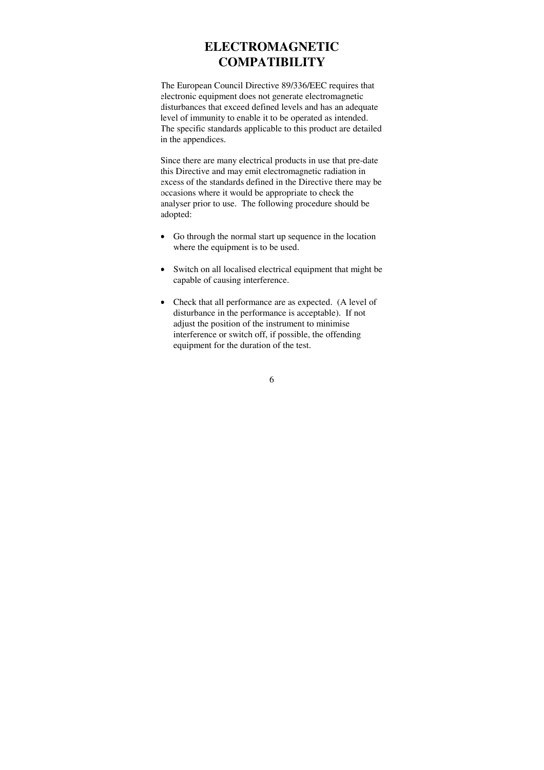# ELECTROMAGNETIC COMPATIBILITY

The European Council Directive 89/336/EEC requires that electronic equipment does not generate electromagnetic disturbances that exceed defined levels and has an adequate level of immunity to enable it to be operated as intended. The specific standards applicable to this product are detailed in the appendices.

Since there are many electrical products in use that pre-date this Directive and may emit electromagnetic radiation in excess of the standards defined in the Directive there may be occasions where it would be appropriate to check the analyser prior to use. The following procedure should be adopted:

- Go through the normal start up sequence in the location where the equipment is to be used.
- Switch on all localised electrical equipment that might be capable of causing interference.
- Check that all performance are as expected. (A level of disturbance in the performance is acceptable). If not adjust the position of the instrument to minimise interference or switch off, if possible, the offending equipment for the duration of the test.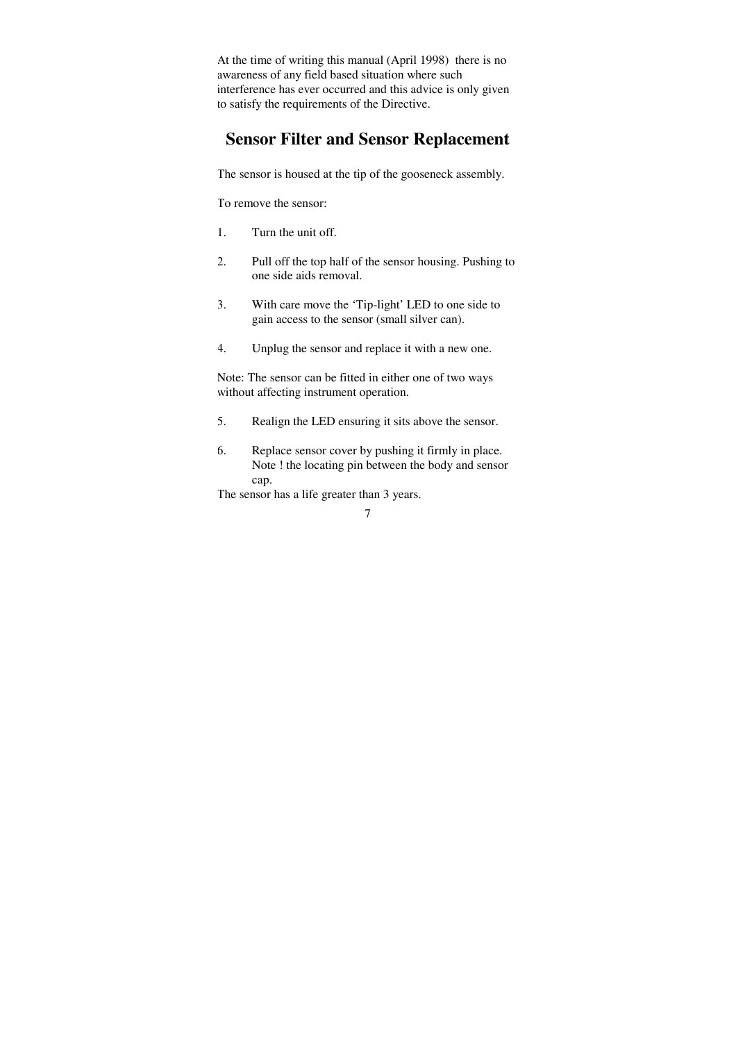At the time of writing this manual (April 1998) there is no awareness of any field based situation where such interference has ever occurred and this advice is only given to satisfy the requirements of the Directive.

## Sensor Filter and Sensor Replacement

The sensor is housed at the tip of the gooseneck assembly.

To remove the sensor:

1. Turn the unit off.

2. Pull off the top half of the sensor housing. Pushing to one side aids removal.

3. With care move the 'Tip-light' LED to one side to gain access to the sensor (small silver can).

4. Unplug the sensor and replace it with a new one.

Note: The sensor can be fitted in either one of two ways without affecting instrument operation.

5. Realign the LED ensuring it sits above the sensor.

6. Replace sensor cover by pushing it firmly in place. Note ! the locating pin between the body and sensor cap.

The sensor has a life greater than 3 years.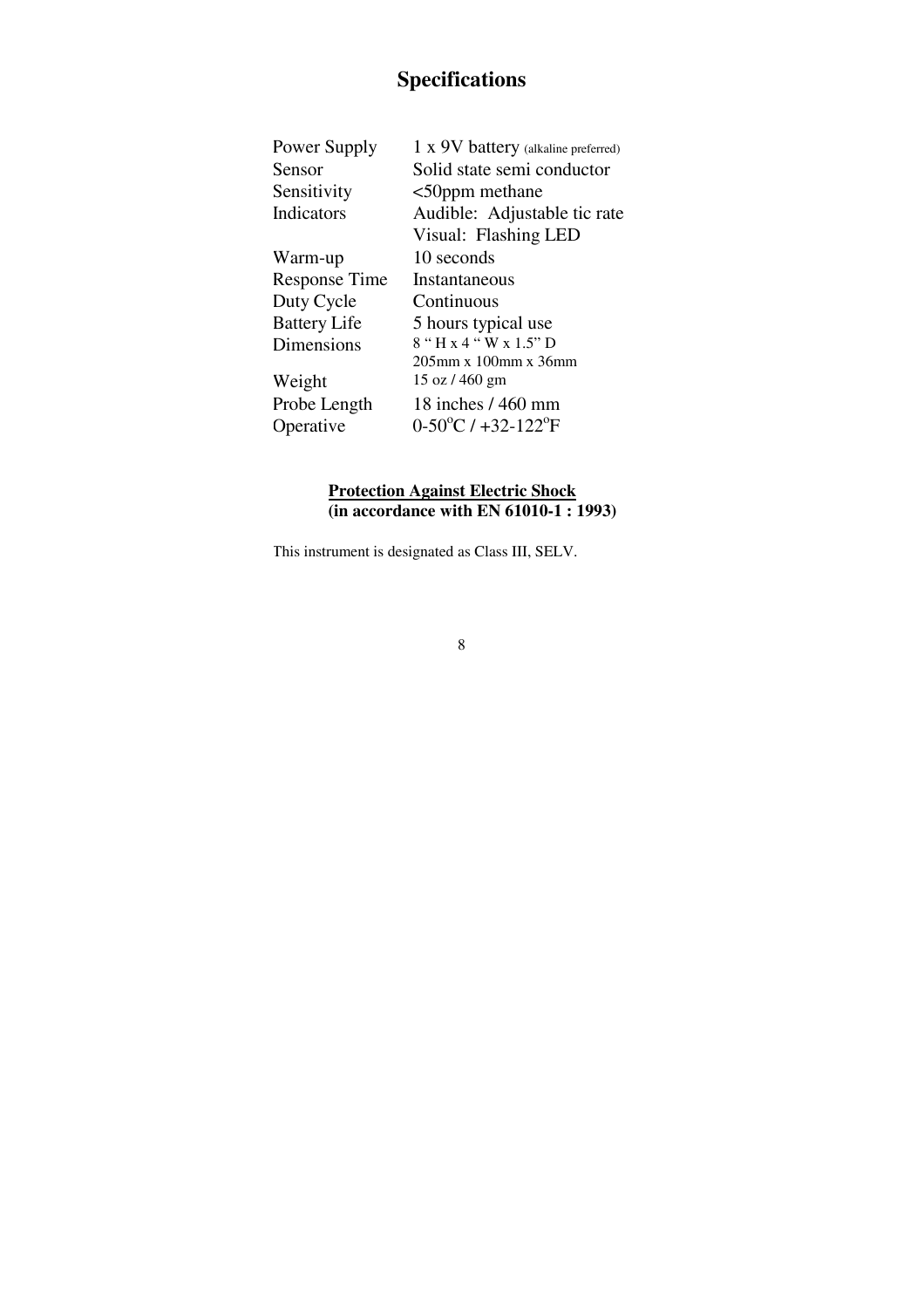# Specifications

| | |
|---|---|
| Power Supply | 1 x 9V battery (alkaline preferred) |
| Sensor | Solid state semi conductor |
| Sensitivity | <50ppm methane |
| Indicators | Audible: Adjustable tic rate<br>Visual: Flashing LED |
| Warm-up | 10 seconds |
| Response Time | Instantaneous |
| Duty Cycle | Continuous |
| Battery Life | 5 hours typical use |
| Dimensions | 8 " H x 4 " W x 1.5" D<br>205mm x 100mm x 36mm |
| Weight | 15 oz / 460 gm |
| Probe Length | 18 inches / 460 mm |
| Operative | 0-50°C / +32-122°F |

**Protection Against Electric Shock**
**(in accordance with EN 61010-1 : 1993)**

This instrument is designated as Class III, SELV.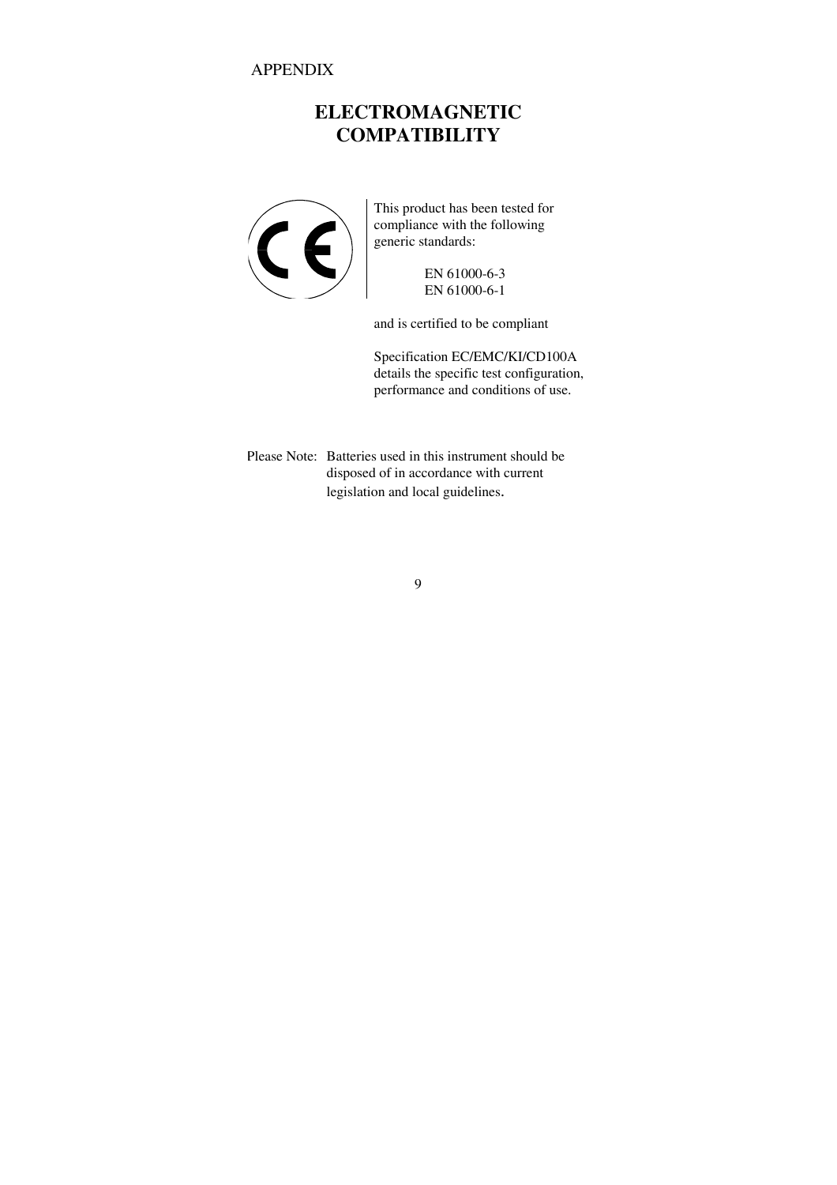APPENDIX

# ELECTROMAGNETIC COMPATIBILITY

This product has been tested for compliance with the following generic standards:

EN 61000-6-3
EN 61000-6-1

and is certified to be compliant

Specification EC/EMC/KI/CD100A details the specific test configuration, performance and conditions of use.

Please Note: Batteries used in this instrument should be disposed of in accordance with current legislation and local guidelines.